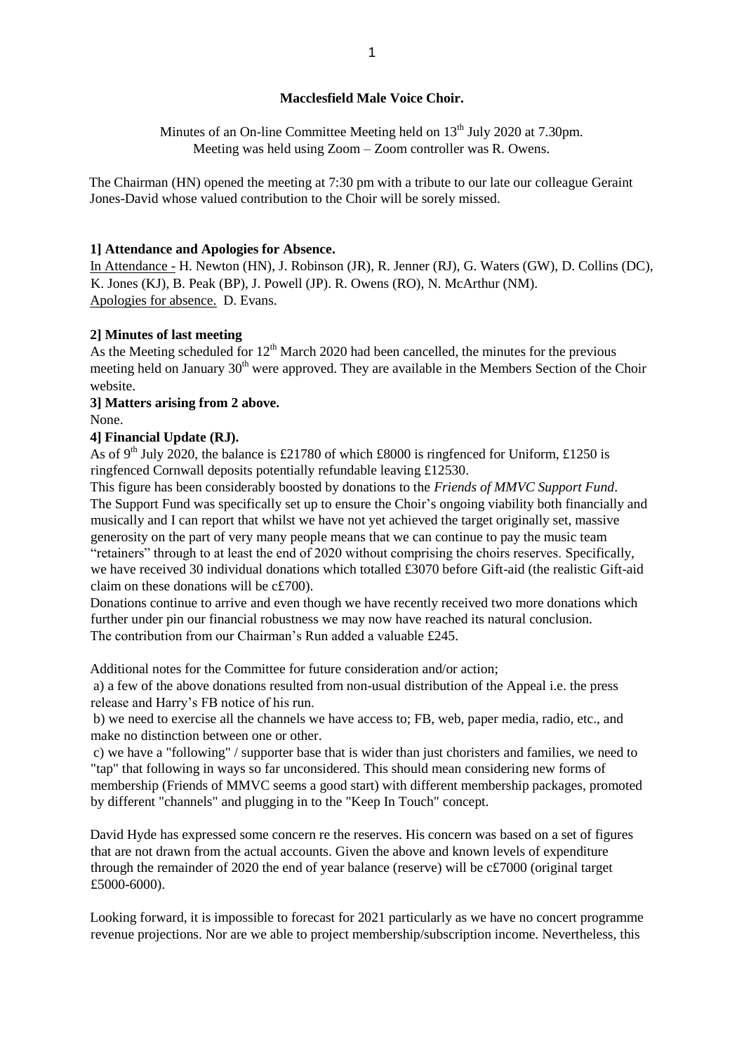**Macclesfield Male Voice Choir.**

Minutes of an On-line Committee Meeting held on 13th July 2020 at 7.30pm.
Meeting was held using Zoom – Zoom controller was R. Owens.

The Chairman (HN) opened the meeting at 7:30 pm with a tribute to our late our colleague Geraint Jones-David whose valued contribution to the Choir will be sorely missed.

**1] Attendance and Apologies for Absence.**

In Attendance - H. Newton (HN), J. Robinson (JR), R. Jenner (RJ), G. Waters (GW), D. Collins (DC), K. Jones (KJ), B. Peak (BP), J. Powell (JP). R. Owens (RO), N. McArthur (NM).
Apologies for absence. D. Evans.

**2] Minutes of last meeting**

As the Meeting scheduled for 12th March 2020 had been cancelled, the minutes for the previous meeting held on January 30th were approved. They are available in the Members Section of the Choir website.

**3] Matters arising from 2 above.**

None.

**4] Financial Update (RJ).**

As of 9th July 2020, the balance is £21780 of which £8000 is ringfenced for Uniform, £1250 is ringfenced Cornwall deposits potentially refundable leaving £12530.

This figure has been considerably boosted by donations to the *Friends of MMVC Support Fund*. The Support Fund was specifically set up to ensure the Choir's ongoing viability both financially and musically and I can report that whilst we have not yet achieved the target originally set, massive generosity on the part of very many people means that we can continue to pay the music team "retainers" through to at least the end of 2020 without comprising the choirs reserves. Specifically, we have received 30 individual donations which totalled £3070 before Gift-aid (the realistic Gift-aid claim on these donations will be c£700).

Donations continue to arrive and even though we have recently received two more donations which further under pin our financial robustness we may now have reached its natural conclusion.

The contribution from our Chairman's Run added a valuable £245.

Additional notes for the Committee for future consideration and/or action;

a) a few of the above donations resulted from non-usual distribution of the Appeal i.e. the press release and Harry's FB notice of his run.

b) we need to exercise all the channels we have access to; FB, web, paper media, radio, etc., and make no distinction between one or other.

c) we have a "following" / supporter base that is wider than just choristers and families, we need to "tap" that following in ways so far unconsidered. This should mean considering new forms of membership (Friends of MMVC seems a good start) with different membership packages, promoted by different "channels" and plugging in to the "Keep In Touch" concept.

David Hyde has expressed some concern re the reserves. His concern was based on a set of figures that are not drawn from the actual accounts. Given the above and known levels of expenditure through the remainder of 2020 the end of year balance (reserve) will be c£7000 (original target £5000-6000).

Looking forward, it is impossible to forecast for 2021 particularly as we have no concert programme revenue projections. Nor are we able to project membership/subscription income. Nevertheless, this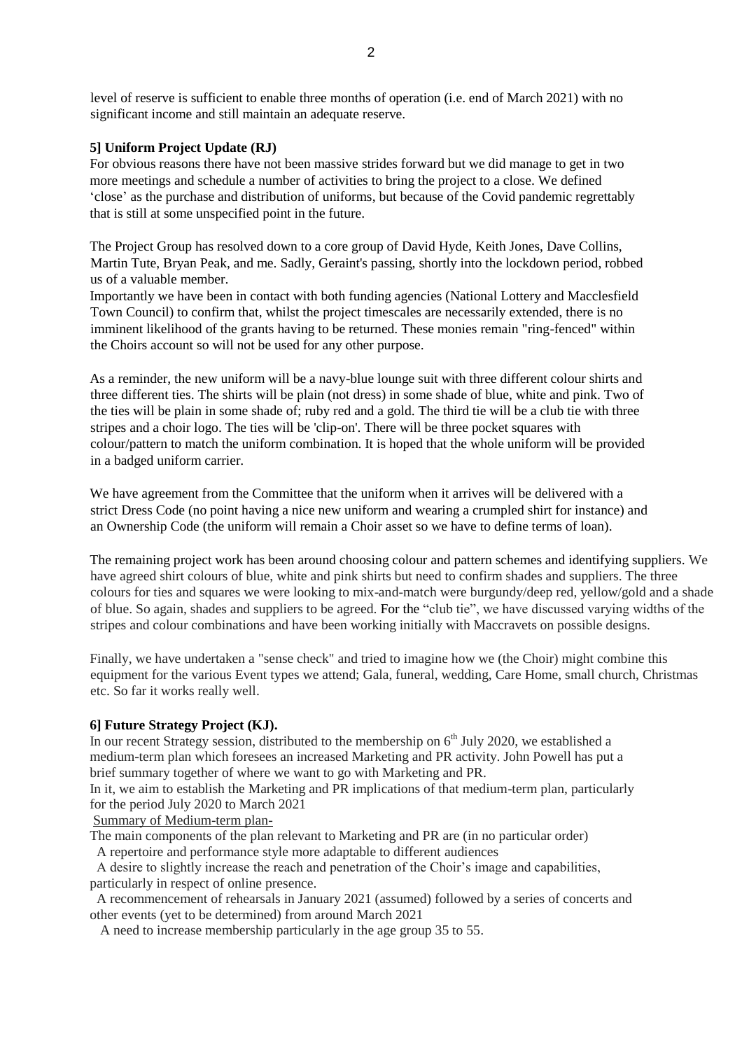level of reserve is sufficient to enable three months of operation (i.e. end of March 2021) with no significant income and still maintain an adequate reserve.

**5] Uniform Project Update (RJ)**

For obvious reasons there have not been massive strides forward but we did manage to get in two more meetings and schedule a number of activities to bring the project to a close. We defined 'close' as the purchase and distribution of uniforms, but because of the Covid pandemic regrettably that is still at some unspecified point in the future.

The Project Group has resolved down to a core group of David Hyde, Keith Jones, Dave Collins, Martin Tute, Bryan Peak, and me. Sadly, Geraint's passing, shortly into the lockdown period, robbed us of a valuable member.

Importantly we have been in contact with both funding agencies (National Lottery and Macclesfield Town Council) to confirm that, whilst the project timescales are necessarily extended, there is no imminent likelihood of the grants having to be returned. These monies remain "ring-fenced" within the Choirs account so will not be used for any other purpose.

As a reminder, the new uniform will be a navy-blue lounge suit with three different colour shirts and three different ties. The shirts will be plain (not dress) in some shade of blue, white and pink. Two of the ties will be plain in some shade of; ruby red and a gold. The third tie will be a club tie with three stripes and a choir logo. The ties will be 'clip-on'. There will be three pocket squares with colour/pattern to match the uniform combination. It is hoped that the whole uniform will be provided in a badged uniform carrier.

We have agreement from the Committee that the uniform when it arrives will be delivered with a strict Dress Code (no point having a nice new uniform and wearing a crumpled shirt for instance) and an Ownership Code (the uniform will remain a Choir asset so we have to define terms of loan).

The remaining project work has been around choosing colour and pattern schemes and identifying suppliers. We have agreed shirt colours of blue, white and pink shirts but need to confirm shades and suppliers. The three colours for ties and squares we were looking to mix-and-match were burgundy/deep red, yellow/gold and a shade of blue. So again, shades and suppliers to be agreed. For the "club tie", we have discussed varying widths of the stripes and colour combinations and have been working initially with Maccravets on possible designs.

Finally, we have undertaken a "sense check" and tried to imagine how we (the Choir) might combine this equipment for the various Event types we attend; Gala, funeral, wedding, Care Home, small church, Christmas etc. So far it works really well.

**6] Future Strategy Project (KJ).**

In our recent Strategy session, distributed to the membership on 6th July 2020, we established a medium-term plan which foresees an increased Marketing and PR activity. John Powell has put a brief summary together of where we want to go with Marketing and PR.

In it, we aim to establish the Marketing and PR implications of that medium-term plan, particularly for the period July 2020 to March 2021

<u>Summary of Medium-term plan-</u>

The main components of the plan relevant to Marketing and PR are (in no particular order)

- A repertoire and performance style more adaptable to different audiences
- A desire to slightly increase the reach and penetration of the Choir's image and capabilities, particularly in respect of online presence.
- A recommencement of rehearsals in January 2021 (assumed) followed by a series of concerts and other events (yet to be determined) from around March 2021
- A need to increase membership particularly in the age group 35 to 55.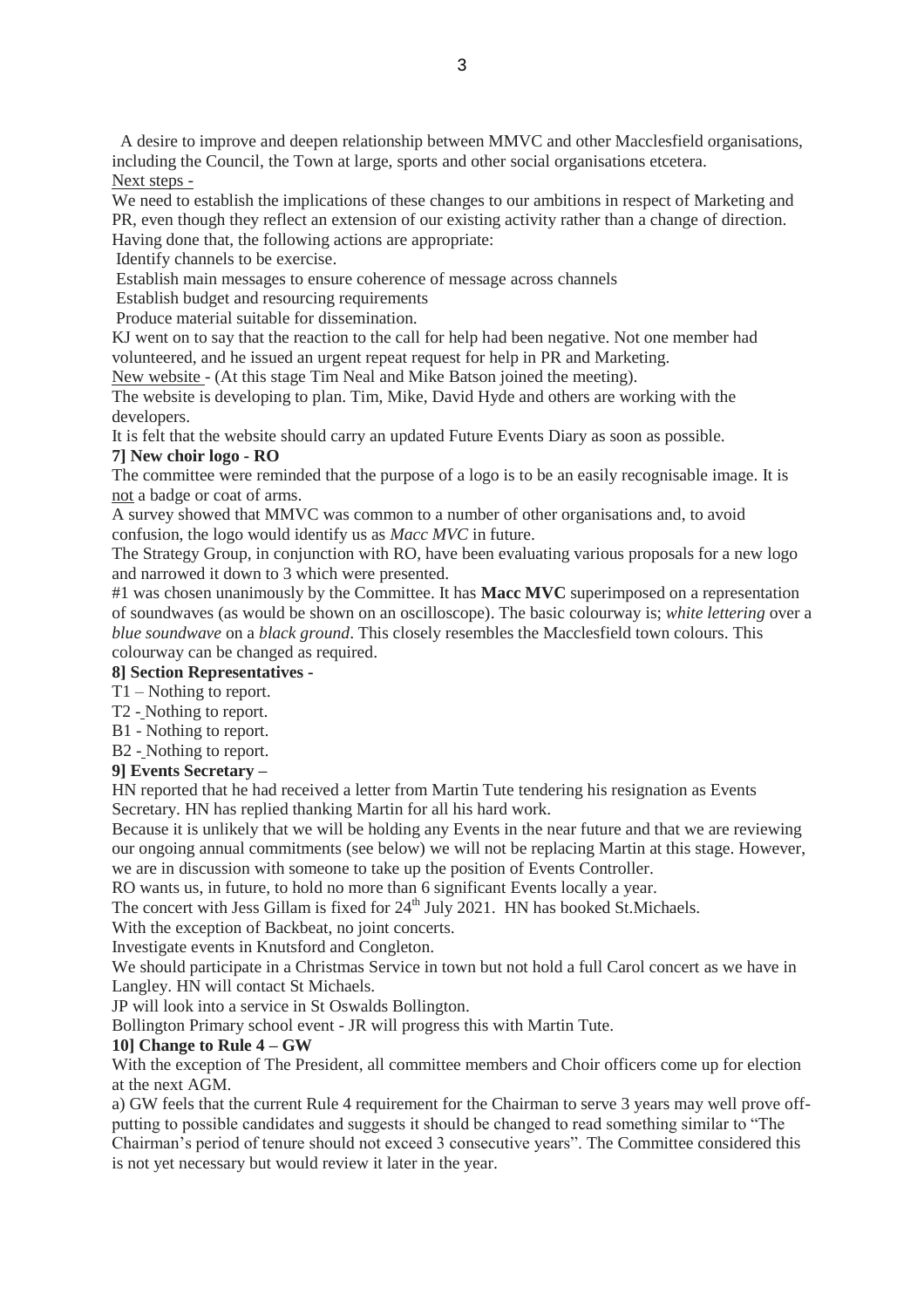A desire to improve and deepen relationship between MMVC and other Macclesfield organisations, including the Council, the Town at large, sports and other social organisations etcetera.

Next steps -

We need to establish the implications of these changes to our ambitions in respect of Marketing and PR, even though they reflect an extension of our existing activity rather than a change of direction. Having done that, the following actions are appropriate:

Identify channels to be exercise.

Establish main messages to ensure coherence of message across channels

Establish budget and resourcing requirements

Produce material suitable for dissemination.

KJ went on to say that the reaction to the call for help had been negative. Not one member had volunteered, and he issued an urgent repeat request for help in PR and Marketing.

New website - (At this stage Tim Neal and Mike Batson joined the meeting).

The website is developing to plan. Tim, Mike, David Hyde and others are working with the developers.

It is felt that the website should carry an updated Future Events Diary as soon as possible.

**7] New choir logo - RO**

The committee were reminded that the purpose of a logo is to be an easily recognisable image. It is not a badge or coat of arms.

A survey showed that MMVC was common to a number of other organisations and, to avoid confusion, the logo would identify us as *Macc MVC* in future.

The Strategy Group, in conjunction with RO, have been evaluating various proposals for a new logo and narrowed it down to 3 which were presented.

#1 was chosen unanimously by the Committee. It has **Macc MVC** superimposed on a representation of soundwaves (as would be shown on an oscilloscope). The basic colourway is; *white lettering* over a *blue soundwave* on a *black ground*. This closely resembles the Macclesfield town colours. This colourway can be changed as required.

**8] Section Representatives -**

T1 – Nothing to report.

T2 - Nothing to report.

B1 - Nothing to report.

B2 - Nothing to report.

**9] Events Secretary –**

HN reported that he had received a letter from Martin Tute tendering his resignation as Events Secretary. HN has replied thanking Martin for all his hard work.

Because it is unlikely that we will be holding any Events in the near future and that we are reviewing our ongoing annual commitments (see below) we will not be replacing Martin at this stage. However, we are in discussion with someone to take up the position of Events Controller.

RO wants us, in future, to hold no more than 6 significant Events locally a year.

The concert with Jess Gillam is fixed for 24th July 2021. HN has booked St.Michaels.

With the exception of Backbeat, no joint concerts.

Investigate events in Knutsford and Congleton.

We should participate in a Christmas Service in town but not hold a full Carol concert as we have in Langley. HN will contact St Michaels.

JP will look into a service in St Oswalds Bollington.

Bollington Primary school event - JR will progress this with Martin Tute.

**10] Change to Rule 4 – GW**

With the exception of The President, all committee members and Choir officers come up for election at the next AGM.

a) GW feels that the current Rule 4 requirement for the Chairman to serve 3 years may well prove off-putting to possible candidates and suggests it should be changed to read something similar to "The Chairman's period of tenure should not exceed 3 consecutive years". The Committee considered this is not yet necessary but would review it later in the year.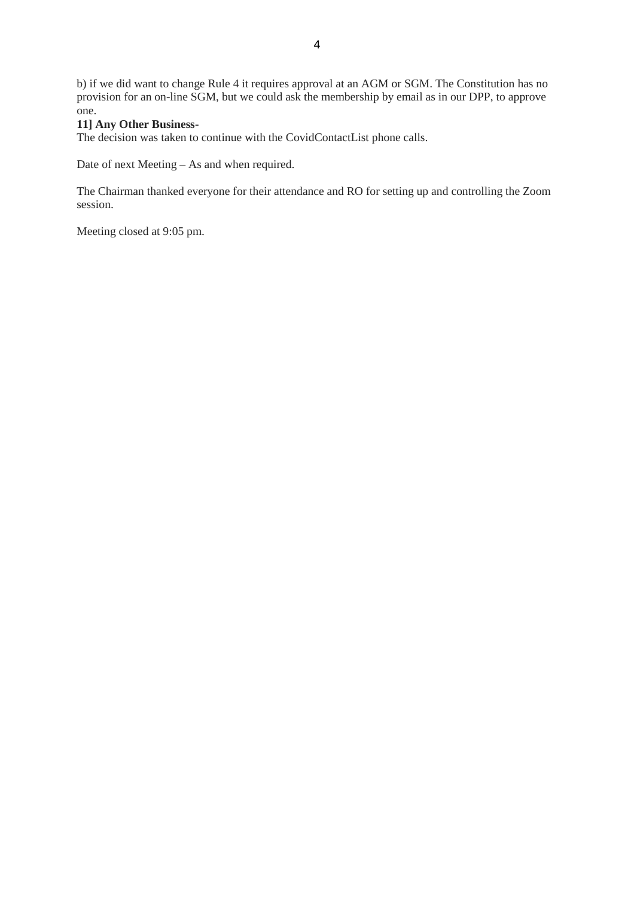b) if we did want to change Rule 4 it requires approval at an AGM or SGM. The Constitution has no provision for an on-line SGM, but we could ask the membership by email as in our DPP, to approve one.

**11] Any Other Business-**

The decision was taken to continue with the CovidContactList phone calls.

Date of next Meeting – As and when required.

The Chairman thanked everyone for their attendance and RO for setting up and controlling the Zoom session.

Meeting closed at 9:05 pm.